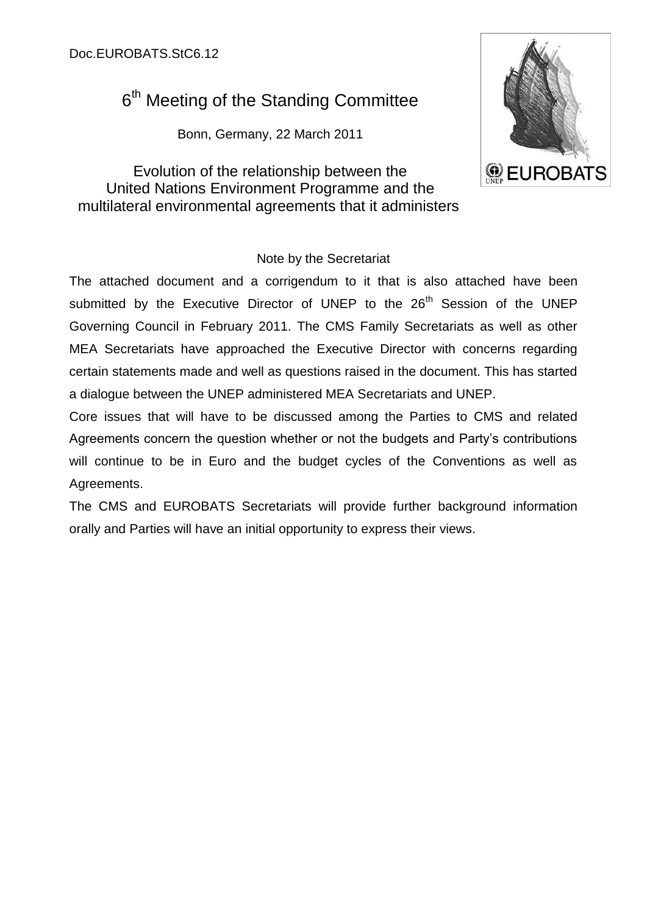Doc.EUROBATS.StC6.12

# 6th Meeting of the Standing Committee

Bonn, Germany, 22 March 2011

## Evolution of the relationship between the United Nations Environment Programme and the multilateral environmental agreements that it administers

Note by the Secretariat

The attached document and a corrigendum to it that is also attached have been submitted by the Executive Director of UNEP to the 26th Session of the UNEP Governing Council in February 2011. The CMS Family Secretariats as well as other MEA Secretariats have approached the Executive Director with concerns regarding certain statements made and well as questions raised in the document. This has started a dialogue between the UNEP administered MEA Secretariats and UNEP.

Core issues that will have to be discussed among the Parties to CMS and related Agreements concern the question whether or not the budgets and Party's contributions will continue to be in Euro and the budget cycles of the Conventions as well as Agreements.

The CMS and EUROBATS Secretariats will provide further background information orally and Parties will have an initial opportunity to express their views.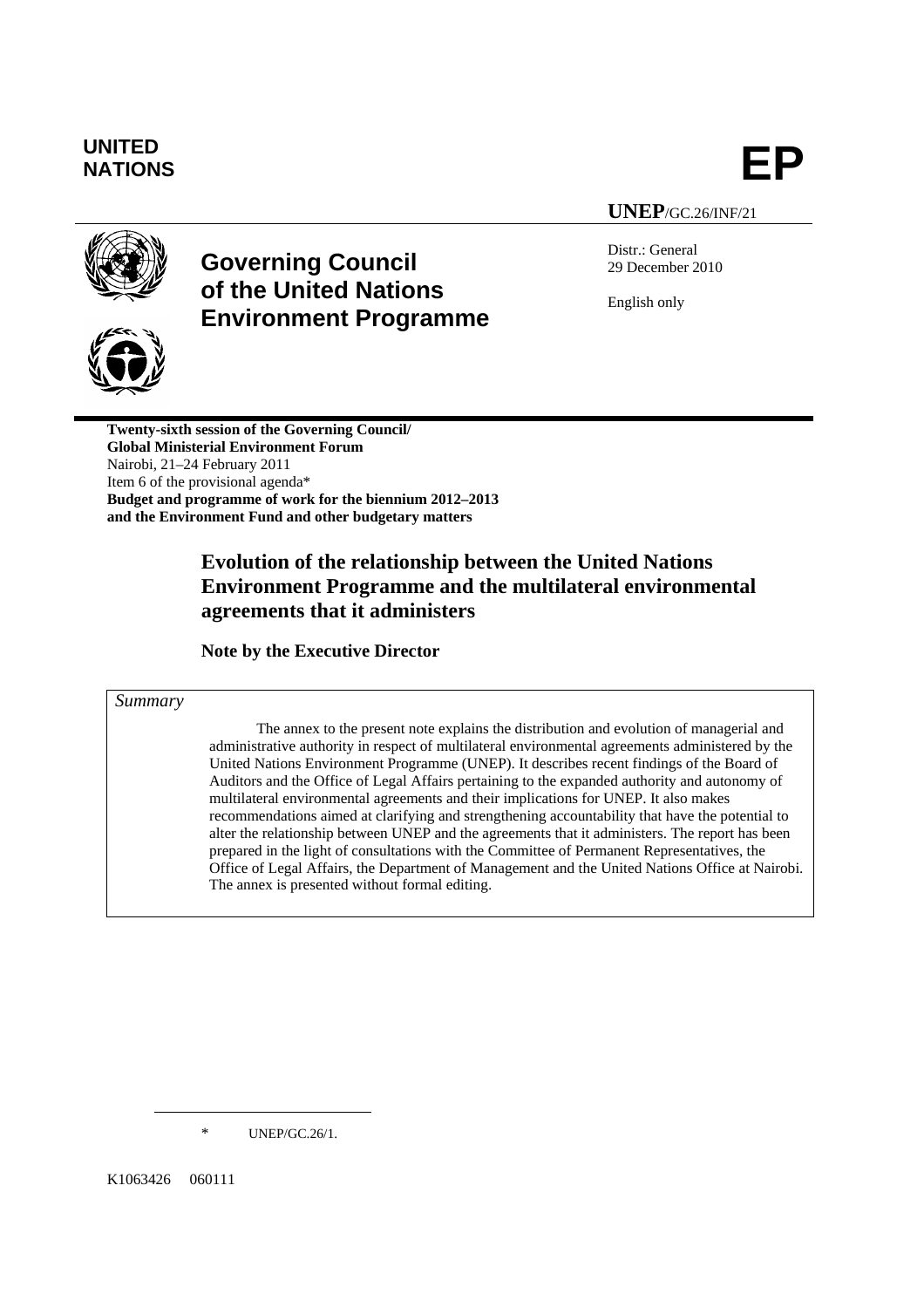UNITED NATIONS

# EP

**UNEP**/GC.26/INF/21

# Governing Council of the United Nations Environment Programme

Distr.: General
29 December 2010

English only

**Twenty-sixth session of the Governing Council/ Global Ministerial Environment Forum**
Nairobi, 21–24 February 2011
Item 6 of the provisional agenda*
**Budget and programme of work for the biennium 2012–2013 and the Environment Fund and other budgetary matters**

## Evolution of the relationship between the United Nations Environment Programme and the multilateral environmental agreements that it administers

### Note by the Executive Director

*Summary*

The annex to the present note explains the distribution and evolution of managerial and administrative authority in respect of multilateral environmental agreements administered by the United Nations Environment Programme (UNEP). It describes recent findings of the Board of Auditors and the Office of Legal Affairs pertaining to the expanded authority and autonomy of multilateral environmental agreements and their implications for UNEP. It also makes recommendations aimed at clarifying and strengthening accountability that have the potential to alter the relationship between UNEP and the agreements that it administers. The report has been prepared in the light of consultations with the Committee of Permanent Representatives, the Office of Legal Affairs, the Department of Management and the United Nations Office at Nairobi. The annex is presented without formal editing.

\* UNEP/GC.26/1.

K1063426 060111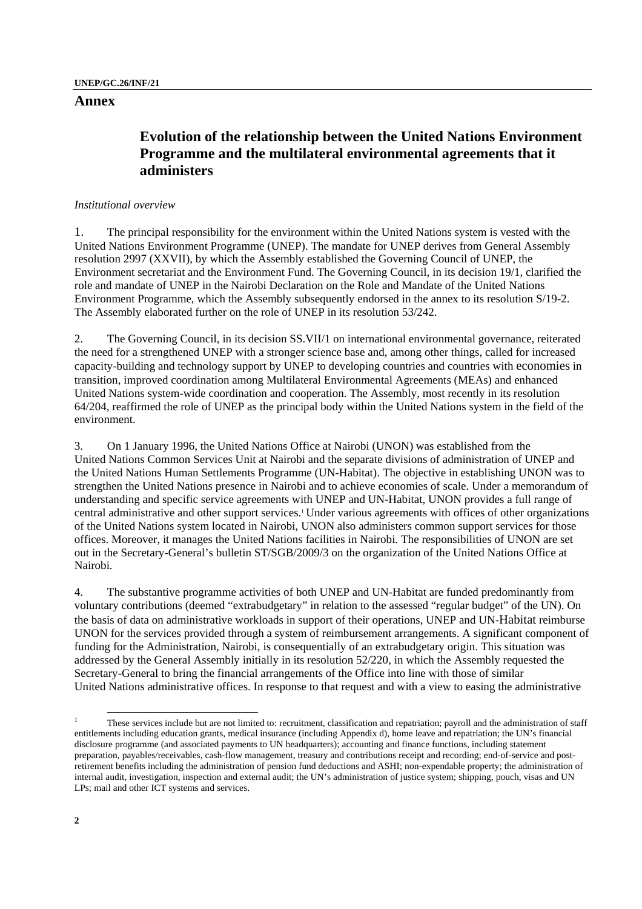# Annex

## Evolution of the relationship between the United Nations Environment Programme and the multilateral environmental agreements that it administers

*Institutional overview*

1. The principal responsibility for the environment within the United Nations system is vested with the United Nations Environment Programme (UNEP). The mandate for UNEP derives from General Assembly resolution 2997 (XXVII), by which the Assembly established the Governing Council of UNEP, the Environment secretariat and the Environment Fund. The Governing Council, in its decision 19/1, clarified the role and mandate of UNEP in the Nairobi Declaration on the Role and Mandate of the United Nations Environment Programme, which the Assembly subsequently endorsed in the annex to its resolution S/19-2. The Assembly elaborated further on the role of UNEP in its resolution 53/242.

2. The Governing Council, in its decision SS.VII/1 on international environmental governance, reiterated the need for a strengthened UNEP with a stronger science base and, among other things, called for increased capacity-building and technology support by UNEP to developing countries and countries with economies in transition, improved coordination among Multilateral Environmental Agreements (MEAs) and enhanced United Nations system-wide coordination and cooperation. The Assembly, most recently in its resolution 64/204, reaffirmed the role of UNEP as the principal body within the United Nations system in the field of the environment.

3. On 1 January 1996, the United Nations Office at Nairobi (UNON) was established from the United Nations Common Services Unit at Nairobi and the separate divisions of administration of UNEP and the United Nations Human Settlements Programme (UN-Habitat). The objective in establishing UNON was to strengthen the United Nations presence in Nairobi and to achieve economies of scale. Under a memorandum of understanding and specific service agreements with UNEP and UN-Habitat, UNON provides a full range of central administrative and other support services.[1] Under various agreements with offices of other organizations of the United Nations system located in Nairobi, UNON also administers common support services for those offices. Moreover, it manages the United Nations facilities in Nairobi. The responsibilities of UNON are set out in the Secretary-General's bulletin ST/SGB/2009/3 on the organization of the United Nations Office at Nairobi.

4. The substantive programme activities of both UNEP and UN-Habitat are funded predominantly from voluntary contributions (deemed "extrabudgetary" in relation to the assessed "regular budget" of the UN). On the basis of data on administrative workloads in support of their operations, UNEP and UN-Habitat reimburse UNON for the services provided through a system of reimbursement arrangements. A significant component of funding for the Administration, Nairobi, is consequentially of an extrabudgetary origin. This situation was addressed by the General Assembly initially in its resolution 52/220, in which the Assembly requested the Secretary-General to bring the financial arrangements of the Office into line with those of similar United Nations administrative offices. In response to that request and with a view to easing the administrative

[1] These services include but are not limited to: recruitment, classification and repatriation; payroll and the administration of staff entitlements including education grants, medical insurance (including Appendix d), home leave and repatriation; the UN's financial disclosure programme (and associated payments to UN headquarters); accounting and finance functions, including statement preparation, payables/receivables, cash-flow management, treasury and contributions receipt and recording; end-of-service and post-retirement benefits including the administration of pension fund deductions and ASHI; non-expendable property; the administration of internal audit, investigation, inspection and external audit; the UN's administration of justice system; shipping, pouch, visas and UN LPs; mail and other ICT systems and services.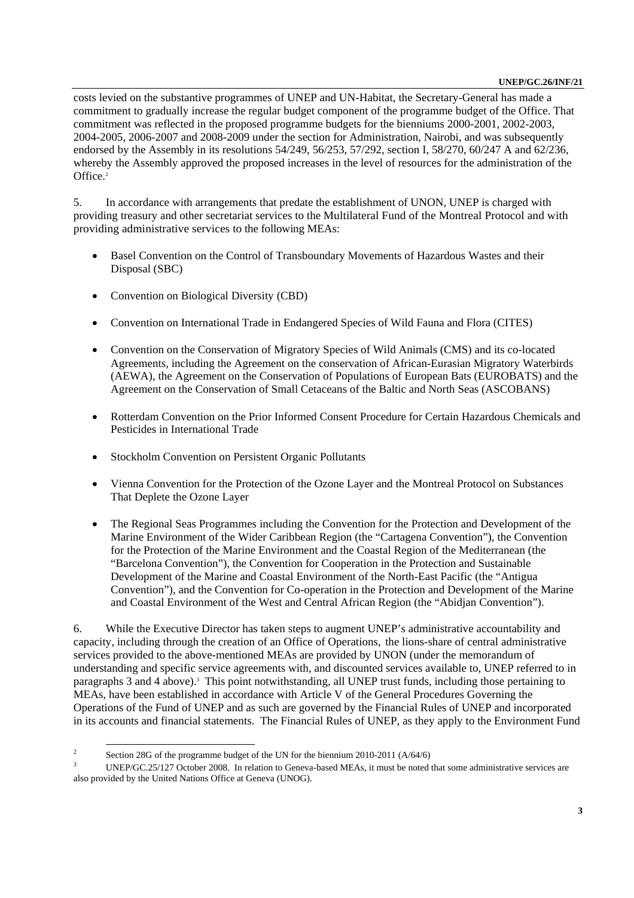costs levied on the substantive programmes of UNEP and UN-Habitat, the Secretary-General has made a commitment to gradually increase the regular budget component of the programme budget of the Office. That commitment was reflected in the proposed programme budgets for the bienniums 2000-2001, 2002-2003, 2004-2005, 2006-2007 and 2008-2009 under the section for Administration, Nairobi, and was subsequently endorsed by the Assembly in its resolutions 54/249, 56/253, 57/292, section I, 58/270, 60/247 A and 62/236, whereby the Assembly approved the proposed increases in the level of resources for the administration of the Office.[2]

5. In accordance with arrangements that predate the establishment of UNON, UNEP is charged with providing treasury and other secretariat services to the Multilateral Fund of the Montreal Protocol and with providing administrative services to the following MEAs:

- Basel Convention on the Control of Transboundary Movements of Hazardous Wastes and their Disposal (SBC)
- Convention on Biological Diversity (CBD)
- Convention on International Trade in Endangered Species of Wild Fauna and Flora (CITES)
- Convention on the Conservation of Migratory Species of Wild Animals (CMS) and its co-located Agreements, including the Agreement on the conservation of African-Eurasian Migratory Waterbirds (AEWA), the Agreement on the Conservation of Populations of European Bats (EUROBATS) and the Agreement on the Conservation of Small Cetaceans of the Baltic and North Seas (ASCOBANS)
- Rotterdam Convention on the Prior Informed Consent Procedure for Certain Hazardous Chemicals and Pesticides in International Trade
- Stockholm Convention on Persistent Organic Pollutants
- Vienna Convention for the Protection of the Ozone Layer and the Montreal Protocol on Substances That Deplete the Ozone Layer
- The Regional Seas Programmes including the Convention for the Protection and Development of the Marine Environment of the Wider Caribbean Region (the "Cartagena Convention"), the Convention for the Protection of the Marine Environment and the Coastal Region of the Mediterranean (the "Barcelona Convention"), the Convention for Cooperation in the Protection and Sustainable Development of the Marine and Coastal Environment of the North-East Pacific (the "Antigua Convention"), and the Convention for Co-operation in the Protection and Development of the Marine and Coastal Environment of the West and Central African Region (the "Abidjan Convention").

6. While the Executive Director has taken steps to augment UNEP's administrative accountability and capacity, including through the creation of an Office of Operations, the lions-share of central administrative services provided to the above-mentioned MEAs are provided by UNON (under the memorandum of understanding and specific service agreements with, and discounted services available to, UNEP referred to in paragraphs 3 and 4 above).[3] This point notwithstanding, all UNEP trust funds, including those pertaining to MEAs, have been established in accordance with Article V of the General Procedures Governing the Operations of the Fund of UNEP and as such are governed by the Financial Rules of UNEP and incorporated in its accounts and financial statements. The Financial Rules of UNEP, as they apply to the Environment Fund

---

[2] Section 28G of the programme budget of the UN for the biennium 2010-2011 (A/64/6)

[3] UNEP/GC.25/127 October 2008. In relation to Geneva-based MEAs, it must be noted that some administrative services are also provided by the United Nations Office at Geneva (UNOG).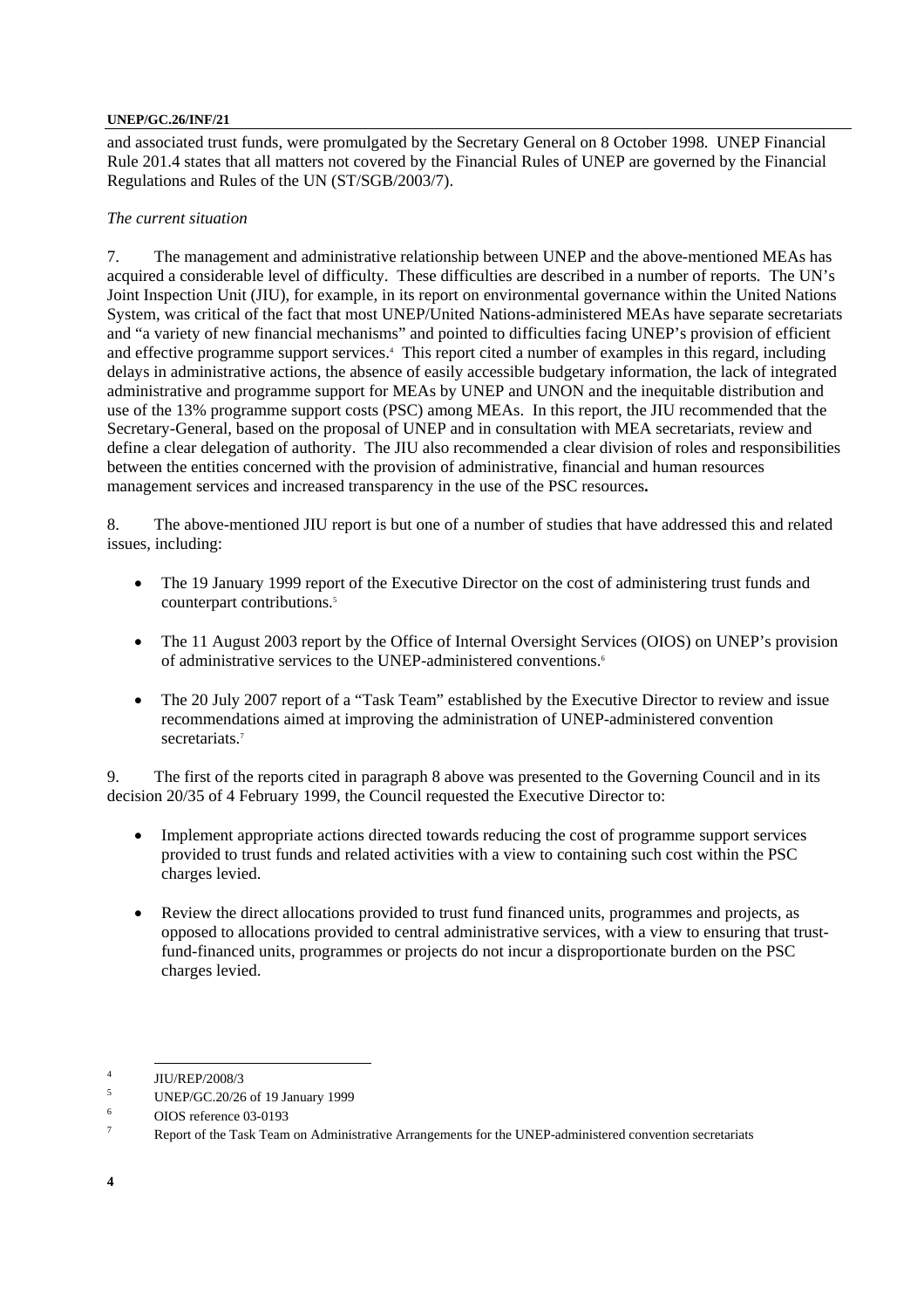and associated trust funds, were promulgated by the Secretary General on 8 October 1998. UNEP Financial Rule 201.4 states that all matters not covered by the Financial Rules of UNEP are governed by the Financial Regulations and Rules of the UN (ST/SGB/2003/7).

*The current situation*

7. The management and administrative relationship between UNEP and the above-mentioned MEAs has acquired a considerable level of difficulty. These difficulties are described in a number of reports. The UN's Joint Inspection Unit (JIU), for example, in its report on environmental governance within the United Nations System, was critical of the fact that most UNEP/United Nations-administered MEAs have separate secretariats and "a variety of new financial mechanisms" and pointed to difficulties facing UNEP's provision of efficient and effective programme support services.[4] This report cited a number of examples in this regard, including delays in administrative actions, the absence of easily accessible budgetary information, the lack of integrated administrative and programme support for MEAs by UNEP and UNON and the inequitable distribution and use of the 13% programme support costs (PSC) among MEAs. In this report, the JIU recommended that the Secretary-General, based on the proposal of UNEP and in consultation with MEA secretariats, review and define a clear delegation of authority. The JIU also recommended a clear division of roles and responsibilities between the entities concerned with the provision of administrative, financial and human resources management services and increased transparency in the use of the PSC resources**.**

8. The above-mentioned JIU report is but one of a number of studies that have addressed this and related issues, including:

- The 19 January 1999 report of the Executive Director on the cost of administering trust funds and counterpart contributions.[5]
- The 11 August 2003 report by the Office of Internal Oversight Services (OIOS) on UNEP's provision of administrative services to the UNEP-administered conventions.[6]
- The 20 July 2007 report of a "Task Team" established by the Executive Director to review and issue recommendations aimed at improving the administration of UNEP-administered convention secretariats.[7]

9. The first of the reports cited in paragraph 8 above was presented to the Governing Council and in its decision 20/35 of 4 February 1999, the Council requested the Executive Director to:

- Implement appropriate actions directed towards reducing the cost of programme support services provided to trust funds and related activities with a view to containing such cost within the PSC charges levied.
- Review the direct allocations provided to trust fund financed units, programmes and projects, as opposed to allocations provided to central administrative services, with a view to ensuring that trust-fund-financed units, programmes or projects do not incur a disproportionate burden on the PSC charges levied.

---

[4] JIU/REP/2008/3

[5] UNEP/GC.20/26 of 19 January 1999

[6] OIOS reference 03-0193

[7] Report of the Task Team on Administrative Arrangements for the UNEP-administered convention secretariats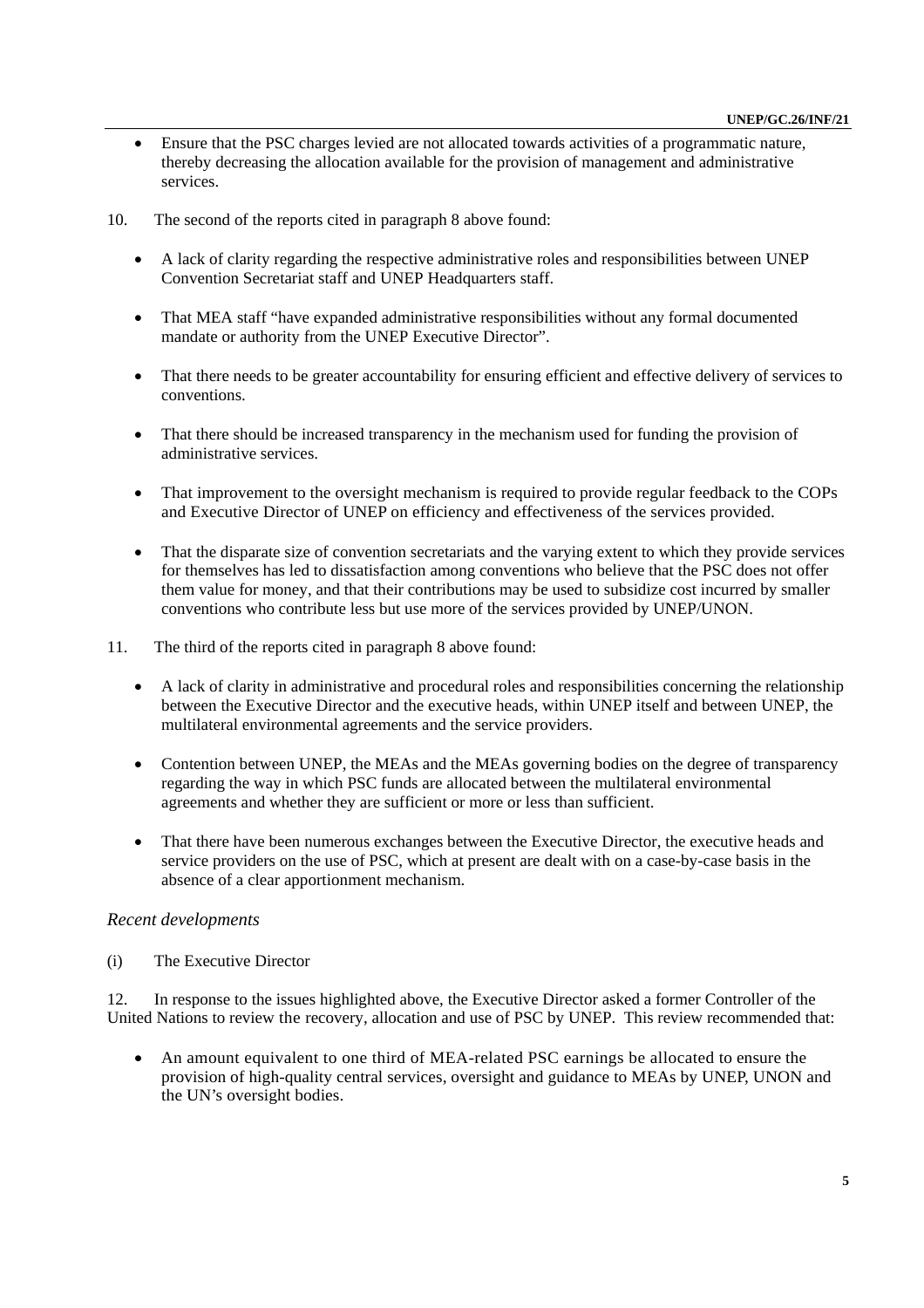- Ensure that the PSC charges levied are not allocated towards activities of a programmatic nature, thereby decreasing the allocation available for the provision of management and administrative services.

10. The second of the reports cited in paragraph 8 above found:

- A lack of clarity regarding the respective administrative roles and responsibilities between UNEP Convention Secretariat staff and UNEP Headquarters staff.
- That MEA staff "have expanded administrative responsibilities without any formal documented mandate or authority from the UNEP Executive Director".
- That there needs to be greater accountability for ensuring efficient and effective delivery of services to conventions.
- That there should be increased transparency in the mechanism used for funding the provision of administrative services.
- That improvement to the oversight mechanism is required to provide regular feedback to the COPs and Executive Director of UNEP on efficiency and effectiveness of the services provided.
- That the disparate size of convention secretariats and the varying extent to which they provide services for themselves has led to dissatisfaction among conventions who believe that the PSC does not offer them value for money, and that their contributions may be used to subsidize cost incurred by smaller conventions who contribute less but use more of the services provided by UNEP/UNON.

11. The third of the reports cited in paragraph 8 above found:

- A lack of clarity in administrative and procedural roles and responsibilities concerning the relationship between the Executive Director and the executive heads, within UNEP itself and between UNEP, the multilateral environmental agreements and the service providers.
- Contention between UNEP, the MEAs and the MEAs governing bodies on the degree of transparency regarding the way in which PSC funds are allocated between the multilateral environmental agreements and whether they are sufficient or more or less than sufficient.
- That there have been numerous exchanges between the Executive Director, the executive heads and service providers on the use of PSC, which at present are dealt with on a case-by-case basis in the absence of a clear apportionment mechanism.

*Recent developments*

(i) The Executive Director

12. In response to the issues highlighted above, the Executive Director asked a former Controller of the United Nations to review the recovery, allocation and use of PSC by UNEP. This review recommended that:

- An amount equivalent to one third of MEA-related PSC earnings be allocated to ensure the provision of high-quality central services, oversight and guidance to MEAs by UNEP, UNON and the UN's oversight bodies.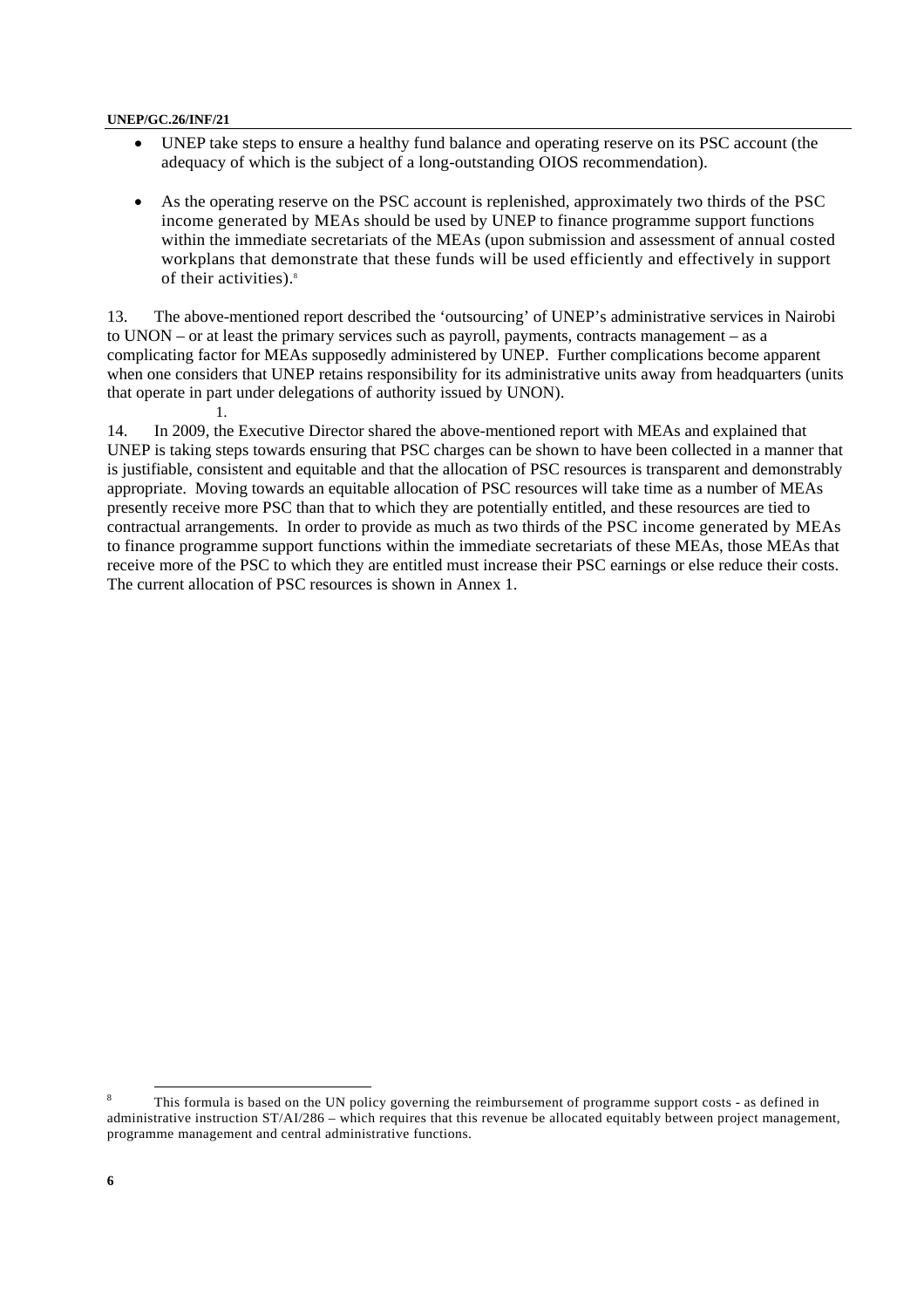- UNEP take steps to ensure a healthy fund balance and operating reserve on its PSC account (the adequacy of which is the subject of a long-outstanding OIOS recommendation).

- As the operating reserve on the PSC account is replenished, approximately two thirds of the PSC income generated by MEAs should be used by UNEP to finance programme support functions within the immediate secretariats of the MEAs (upon submission and assessment of annual costed workplans that demonstrate that these funds will be used efficiently and effectively in support of their activities).[8]

13. The above-mentioned report described the 'outsourcing' of UNEP's administrative services in Nairobi to UNON – or at least the primary services such as payroll, payments, contracts management – as a complicating factor for MEAs supposedly administered by UNEP. Further complications become apparent when one considers that UNEP retains responsibility for its administrative units away from headquarters (units that operate in part under delegations of authority issued by UNON).

14. In 2009, the Executive Director shared the above-mentioned report with MEAs and explained that UNEP is taking steps towards ensuring that PSC charges can be shown to have been collected in a manner that is justifiable, consistent and equitable and that the allocation of PSC resources is transparent and demonstrably appropriate. Moving towards an equitable allocation of PSC resources will take time as a number of MEAs presently receive more PSC than that to which they are potentially entitled, and these resources are tied to contractual arrangements. In order to provide as much as two thirds of the PSC income generated by MEAs to finance programme support functions within the immediate secretariats of these MEAs, those MEAs that receive more of the PSC to which they are entitled must increase their PSC earnings or else reduce their costs. The current allocation of PSC resources is shown in Annex 1.

---

[8] This formula is based on the UN policy governing the reimbursement of programme support costs - as defined in administrative instruction ST/AI/286 – which requires that this revenue be allocated equitably between project management, programme management and central administrative functions.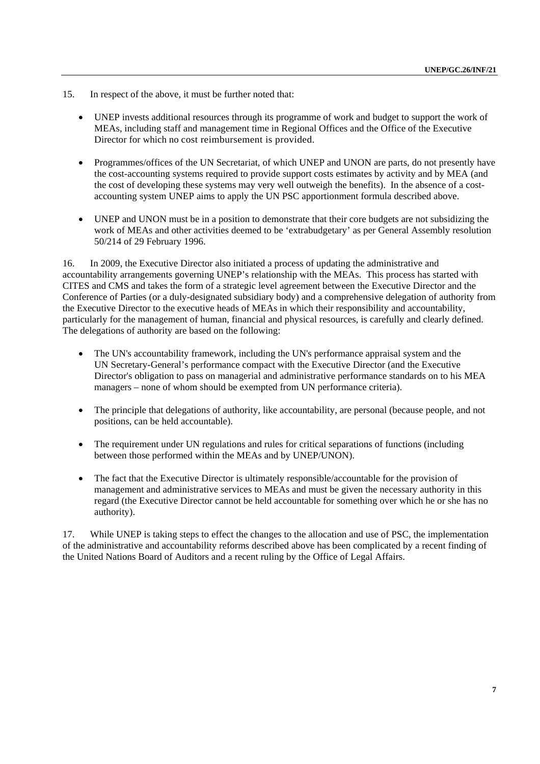15. In respect of the above, it must be further noted that:

- UNEP invests additional resources through its programme of work and budget to support the work of MEAs, including staff and management time in Regional Offices and the Office of the Executive Director for which no cost reimbursement is provided.

- Programmes/offices of the UN Secretariat, of which UNEP and UNON are parts, do not presently have the cost-accounting systems required to provide support costs estimates by activity and by MEA (and the cost of developing these systems may very well outweigh the benefits). In the absence of a cost-accounting system UNEP aims to apply the UN PSC apportionment formula described above.

- UNEP and UNON must be in a position to demonstrate that their core budgets are not subsidizing the work of MEAs and other activities deemed to be 'extrabudgetary' as per General Assembly resolution 50/214 of 29 February 1996.

16. In 2009, the Executive Director also initiated a process of updating the administrative and accountability arrangements governing UNEP's relationship with the MEAs. This process has started with CITES and CMS and takes the form of a strategic level agreement between the Executive Director and the Conference of Parties (or a duly-designated subsidiary body) and a comprehensive delegation of authority from the Executive Director to the executive heads of MEAs in which their responsibility and accountability, particularly for the management of human, financial and physical resources, is carefully and clearly defined. The delegations of authority are based on the following:

- The UN's accountability framework, including the UN's performance appraisal system and the UN Secretary-General's performance compact with the Executive Director (and the Executive Director's obligation to pass on managerial and administrative performance standards on to his MEA managers – none of whom should be exempted from UN performance criteria).

- The principle that delegations of authority, like accountability, are personal (because people, and not positions, can be held accountable).

- The requirement under UN regulations and rules for critical separations of functions (including between those performed within the MEAs and by UNEP/UNON).

- The fact that the Executive Director is ultimately responsible/accountable for the provision of management and administrative services to MEAs and must be given the necessary authority in this regard (the Executive Director cannot be held accountable for something over which he or she has no authority).

17. While UNEP is taking steps to effect the changes to the allocation and use of PSC, the implementation of the administrative and accountability reforms described above has been complicated by a recent finding of the United Nations Board of Auditors and a recent ruling by the Office of Legal Affairs.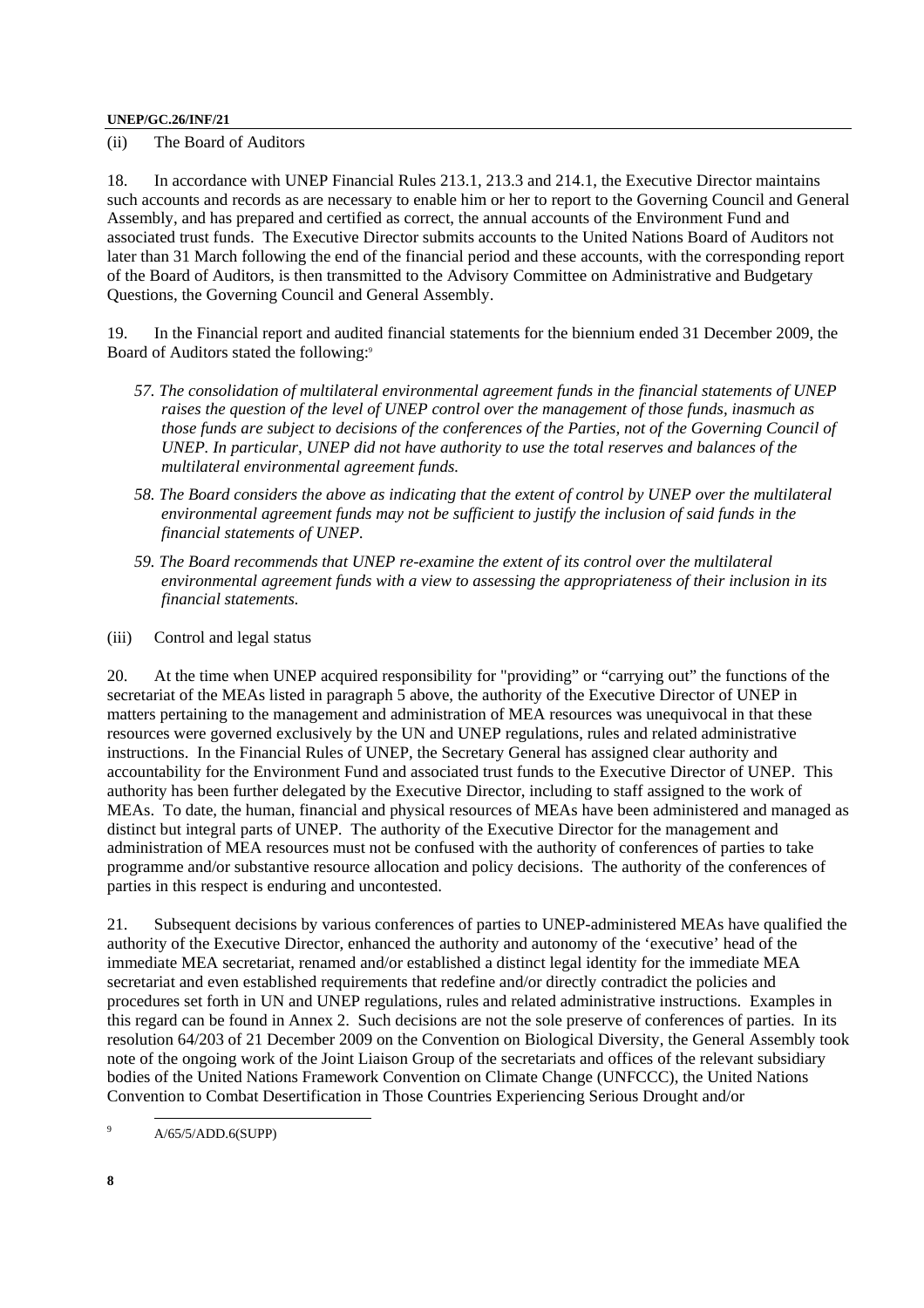(ii) The Board of Auditors

18. In accordance with UNEP Financial Rules 213.1, 213.3 and 214.1, the Executive Director maintains such accounts and records as are necessary to enable him or her to report to the Governing Council and General Assembly, and has prepared and certified as correct, the annual accounts of the Environment Fund and associated trust funds. The Executive Director submits accounts to the United Nations Board of Auditors not later than 31 March following the end of the financial period and these accounts, with the corresponding report of the Board of Auditors, is then transmitted to the Advisory Committee on Administrative and Budgetary Questions, the Governing Council and General Assembly.

19. In the Financial report and audited financial statements for the biennium ended 31 December 2009, the Board of Auditors stated the following:[9]

> *57. The consolidation of multilateral environmental agreement funds in the financial statements of UNEP raises the question of the level of UNEP control over the management of those funds, inasmuch as those funds are subject to decisions of the conferences of the Parties, not of the Governing Council of UNEP. In particular, UNEP did not have authority to use the total reserves and balances of the multilateral environmental agreement funds.*
>
> *58. The Board considers the above as indicating that the extent of control by UNEP over the multilateral environmental agreement funds may not be sufficient to justify the inclusion of said funds in the financial statements of UNEP.*
>
> *59. The Board recommends that UNEP re-examine the extent of its control over the multilateral environmental agreement funds with a view to assessing the appropriateness of their inclusion in its financial statements.*

(iii) Control and legal status

20. At the time when UNEP acquired responsibility for "providing" or "carrying out" the functions of the secretariat of the MEAs listed in paragraph 5 above, the authority of the Executive Director of UNEP in matters pertaining to the management and administration of MEA resources was unequivocal in that these resources were governed exclusively by the UN and UNEP regulations, rules and related administrative instructions. In the Financial Rules of UNEP, the Secretary General has assigned clear authority and accountability for the Environment Fund and associated trust funds to the Executive Director of UNEP. This authority has been further delegated by the Executive Director, including to staff assigned to the work of MEAs. To date, the human, financial and physical resources of MEAs have been administered and managed as distinct but integral parts of UNEP. The authority of the Executive Director for the management and administration of MEA resources must not be confused with the authority of conferences of parties to take programme and/or substantive resource allocation and policy decisions. The authority of the conferences of parties in this respect is enduring and uncontested.

21. Subsequent decisions by various conferences of parties to UNEP-administered MEAs have qualified the authority of the Executive Director, enhanced the authority and autonomy of the 'executive' head of the immediate MEA secretariat, renamed and/or established a distinct legal identity for the immediate MEA secretariat and even established requirements that redefine and/or directly contradict the policies and procedures set forth in UN and UNEP regulations, rules and related administrative instructions. Examples in this regard can be found in Annex 2. Such decisions are not the sole preserve of conferences of parties. In its resolution 64/203 of 21 December 2009 on the Convention on Biological Diversity, the General Assembly took note of the ongoing work of the Joint Liaison Group of the secretariats and offices of the relevant subsidiary bodies of the United Nations Framework Convention on Climate Change (UNFCCC), the United Nations Convention to Combat Desertification in Those Countries Experiencing Serious Drought and/or

[9] A/65/5/ADD.6(SUPP)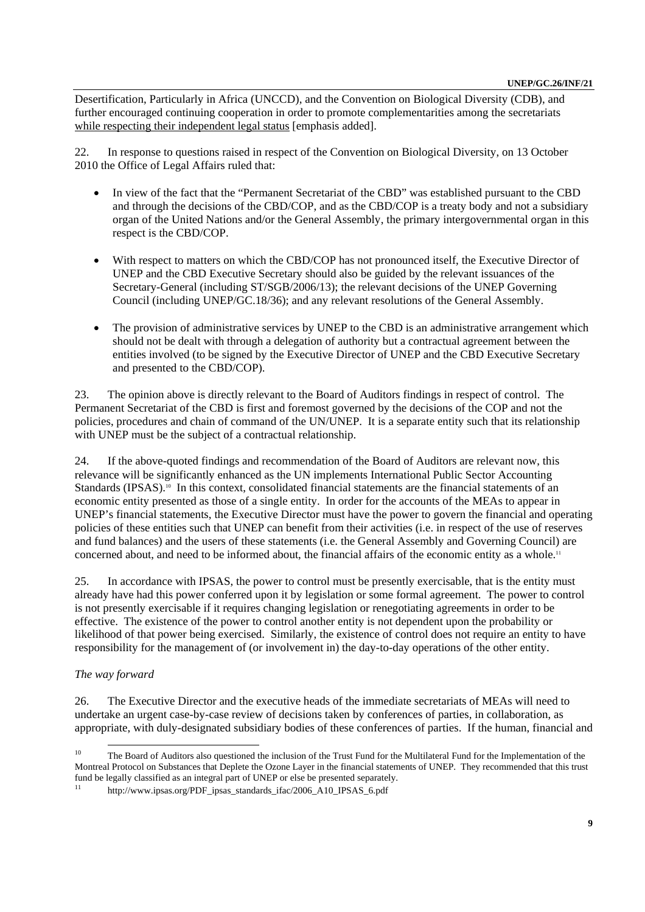Desertification, Particularly in Africa (UNCCD), and the Convention on Biological Diversity (CDB), and further encouraged continuing cooperation in order to promote complementarities among the secretariats while respecting their independent legal status [emphasis added].

22. In response to questions raised in respect of the Convention on Biological Diversity, on 13 October 2010 the Office of Legal Affairs ruled that:

- In view of the fact that the "Permanent Secretariat of the CBD" was established pursuant to the CBD and through the decisions of the CBD/COP, and as the CBD/COP is a treaty body and not a subsidiary organ of the United Nations and/or the General Assembly, the primary intergovernmental organ in this respect is the CBD/COP.

- With respect to matters on which the CBD/COP has not pronounced itself, the Executive Director of UNEP and the CBD Executive Secretary should also be guided by the relevant issuances of the Secretary-General (including ST/SGB/2006/13); the relevant decisions of the UNEP Governing Council (including UNEP/GC.18/36); and any relevant resolutions of the General Assembly.

- The provision of administrative services by UNEP to the CBD is an administrative arrangement which should not be dealt with through a delegation of authority but a contractual agreement between the entities involved (to be signed by the Executive Director of UNEP and the CBD Executive Secretary and presented to the CBD/COP).

23. The opinion above is directly relevant to the Board of Auditors findings in respect of control. The Permanent Secretariat of the CBD is first and foremost governed by the decisions of the COP and not the policies, procedures and chain of command of the UN/UNEP. It is a separate entity such that its relationship with UNEP must be the subject of a contractual relationship.

24. If the above-quoted findings and recommendation of the Board of Auditors are relevant now, this relevance will be significantly enhanced as the UN implements International Public Sector Accounting Standards (IPSAS).[10] In this context, consolidated financial statements are the financial statements of an economic entity presented as those of a single entity. In order for the accounts of the MEAs to appear in UNEP's financial statements, the Executive Director must have the power to govern the financial and operating policies of these entities such that UNEP can benefit from their activities (i.e. in respect of the use of reserves and fund balances) and the users of these statements (i.e. the General Assembly and Governing Council) are concerned about, and need to be informed about, the financial affairs of the economic entity as a whole.[11]

25. In accordance with IPSAS, the power to control must be presently exercisable, that is the entity must already have had this power conferred upon it by legislation or some formal agreement. The power to control is not presently exercisable if it requires changing legislation or renegotiating agreements in order to be effective. The existence of the power to control another entity is not dependent upon the probability or likelihood of that power being exercised. Similarly, the existence of control does not require an entity to have responsibility for the management of (or involvement in) the day-to-day operations of the other entity.

*The way forward*

26. The Executive Director and the executive heads of the immediate secretariats of MEAs will need to undertake an urgent case-by-case review of decisions taken by conferences of parties, in collaboration, as appropriate, with duly-designated subsidiary bodies of these conferences of parties. If the human, financial and

[10] The Board of Auditors also questioned the inclusion of the Trust Fund for the Multilateral Fund for the Implementation of the Montreal Protocol on Substances that Deplete the Ozone Layer in the financial statements of UNEP. They recommended that this trust fund be legally classified as an integral part of UNEP or else be presented separately.

[11] http://www.ipsas.org/PDF_ipsas_standards_ifac/2006_A10_IPSAS_6.pdf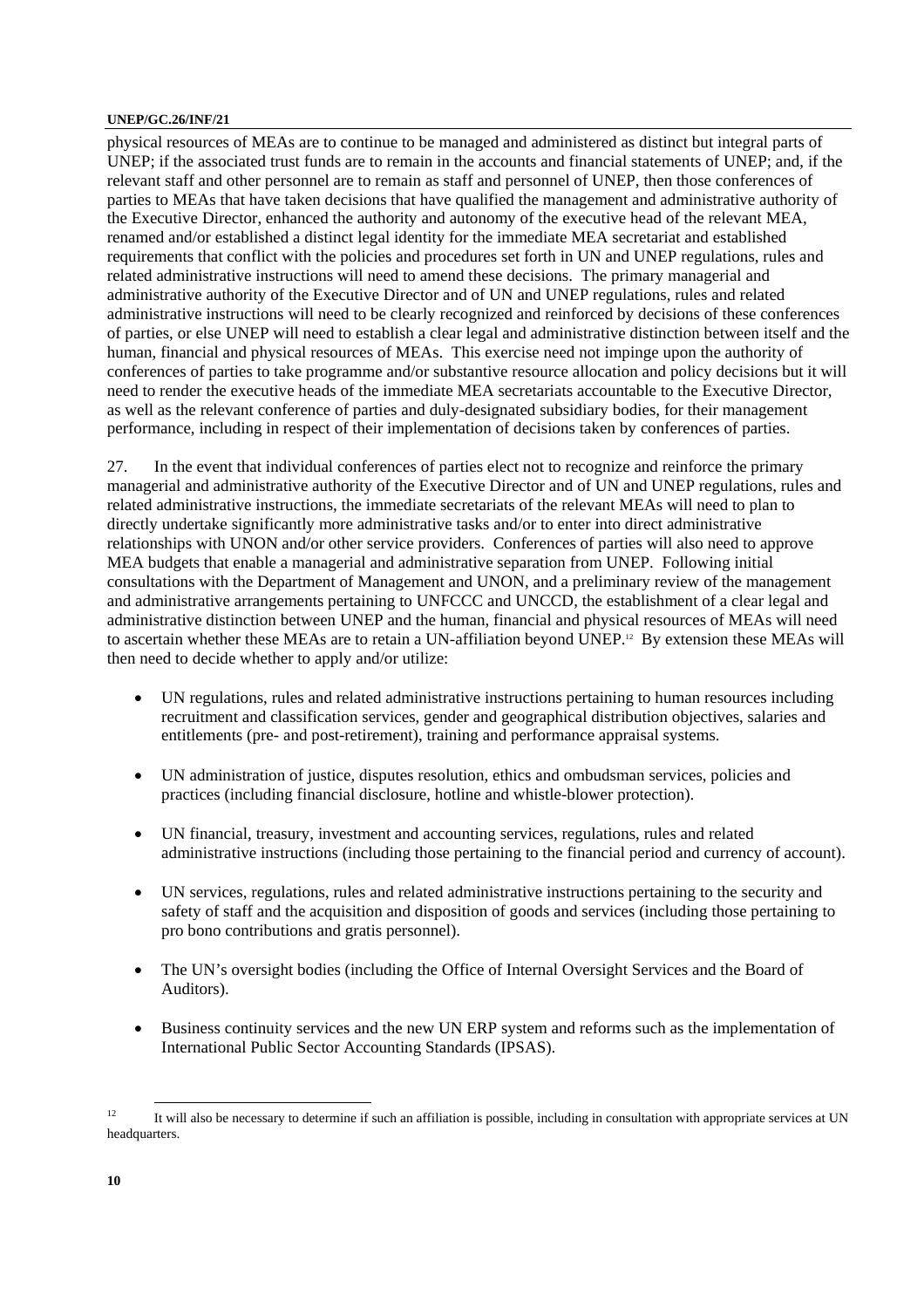physical resources of MEAs are to continue to be managed and administered as distinct but integral parts of UNEP; if the associated trust funds are to remain in the accounts and financial statements of UNEP; and, if the relevant staff and other personnel are to remain as staff and personnel of UNEP, then those conferences of parties to MEAs that have taken decisions that have qualified the management and administrative authority of the Executive Director, enhanced the authority and autonomy of the executive head of the relevant MEA, renamed and/or established a distinct legal identity for the immediate MEA secretariat and established requirements that conflict with the policies and procedures set forth in UN and UNEP regulations, rules and related administrative instructions will need to amend these decisions. The primary managerial and administrative authority of the Executive Director and of UN and UNEP regulations, rules and related administrative instructions will need to be clearly recognized and reinforced by decisions of these conferences of parties, or else UNEP will need to establish a clear legal and administrative distinction between itself and the human, financial and physical resources of MEAs. This exercise need not impinge upon the authority of conferences of parties to take programme and/or substantive resource allocation and policy decisions but it will need to render the executive heads of the immediate MEA secretariats accountable to the Executive Director, as well as the relevant conference of parties and duly-designated subsidiary bodies, for their management performance, including in respect of their implementation of decisions taken by conferences of parties.

27. In the event that individual conferences of parties elect not to recognize and reinforce the primary managerial and administrative authority of the Executive Director and of UN and UNEP regulations, rules and related administrative instructions, the immediate secretariats of the relevant MEAs will need to plan to directly undertake significantly more administrative tasks and/or to enter into direct administrative relationships with UNON and/or other service providers. Conferences of parties will also need to approve MEA budgets that enable a managerial and administrative separation from UNEP. Following initial consultations with the Department of Management and UNON, and a preliminary review of the management and administrative arrangements pertaining to UNFCCC and UNCCD, the establishment of a clear legal and administrative distinction between UNEP and the human, financial and physical resources of MEAs will need to ascertain whether these MEAs are to retain a UN-affiliation beyond UNEP.[12] By extension these MEAs will then need to decide whether to apply and/or utilize:

- UN regulations, rules and related administrative instructions pertaining to human resources including recruitment and classification services, gender and geographical distribution objectives, salaries and entitlements (pre- and post-retirement), training and performance appraisal systems.
- UN administration of justice, disputes resolution, ethics and ombudsman services, policies and practices (including financial disclosure, hotline and whistle-blower protection).
- UN financial, treasury, investment and accounting services, regulations, rules and related administrative instructions (including those pertaining to the financial period and currency of account).
- UN services, regulations, rules and related administrative instructions pertaining to the security and safety of staff and the acquisition and disposition of goods and services (including those pertaining to pro bono contributions and gratis personnel).
- The UN's oversight bodies (including the Office of Internal Oversight Services and the Board of Auditors).
- Business continuity services and the new UN ERP system and reforms such as the implementation of International Public Sector Accounting Standards (IPSAS).

[12] It will also be necessary to determine if such an affiliation is possible, including in consultation with appropriate services at UN headquarters.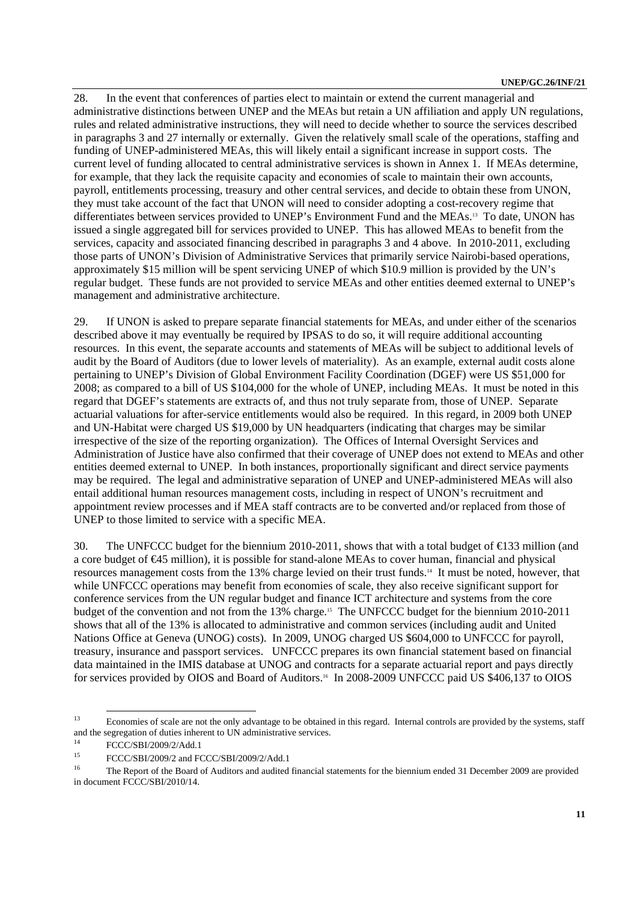28. In the event that conferences of parties elect to maintain or extend the current managerial and administrative distinctions between UNEP and the MEAs but retain a UN affiliation and apply UN regulations, rules and related administrative instructions, they will need to decide whether to source the services described in paragraphs 3 and 27 internally or externally. Given the relatively small scale of the operations, staffing and funding of UNEP-administered MEAs, this will likely entail a significant increase in support costs. The current level of funding allocated to central administrative services is shown in Annex 1. If MEAs determine, for example, that they lack the requisite capacity and economies of scale to maintain their own accounts, payroll, entitlements processing, treasury and other central services, and decide to obtain these from UNON, they must take account of the fact that UNON will need to consider adopting a cost-recovery regime that differentiates between services provided to UNEP's Environment Fund and the MEAs.[13] To date, UNON has issued a single aggregated bill for services provided to UNEP. This has allowed MEAs to benefit from the services, capacity and associated financing described in paragraphs 3 and 4 above. In 2010-2011, excluding those parts of UNON's Division of Administrative Services that primarily service Nairobi-based operations, approximately $15 million will be spent servicing UNEP of which $10.9 million is provided by the UN's regular budget. These funds are not provided to service MEAs and other entities deemed external to UNEP's management and administrative architecture.

29. If UNON is asked to prepare separate financial statements for MEAs, and under either of the scenarios described above it may eventually be required by IPSAS to do so, it will require additional accounting resources. In this event, the separate accounts and statements of MEAs will be subject to additional levels of audit by the Board of Auditors (due to lower levels of materiality). As an example, external audit costs alone pertaining to UNEP's Division of Global Environment Facility Coordination (DGEF) were US $51,000 for 2008; as compared to a bill of US $104,000 for the whole of UNEP, including MEAs. It must be noted in this regard that DGEF's statements are extracts of, and thus not truly separate from, those of UNEP. Separate actuarial valuations for after-service entitlements would also be required. In this regard, in 2009 both UNEP and UN-Habitat were charged US $19,000 by UN headquarters (indicating that charges may be similar irrespective of the size of the reporting organization). The Offices of Internal Oversight Services and Administration of Justice have also confirmed that their coverage of UNEP does not extend to MEAs and other entities deemed external to UNEP. In both instances, proportionally significant and direct service payments may be required. The legal and administrative separation of UNEP and UNEP-administered MEAs will also entail additional human resources management costs, including in respect of UNON's recruitment and appointment review processes and if MEA staff contracts are to be converted and/or replaced from those of UNEP to those limited to service with a specific MEA.

30. The UNFCCC budget for the biennium 2010-2011, shows that with a total budget of €133 million (and a core budget of €45 million), it is possible for stand-alone MEAs to cover human, financial and physical resources management costs from the 13% charge levied on their trust funds.[14] It must be noted, however, that while UNFCCC operations may benefit from economies of scale, they also receive significant support for conference services from the UN regular budget and finance ICT architecture and systems from the core budget of the convention and not from the 13% charge.[15] The UNFCCC budget for the biennium 2010-2011 shows that all of the 13% is allocated to administrative and common services (including audit and United Nations Office at Geneva (UNOG) costs). In 2009, UNOG charged US $604,000 to UNFCCC for payroll, treasury, insurance and passport services. UNFCCC prepares its own financial statement based on financial data maintained in the IMIS database at UNOG and contracts for a separate actuarial report and pays directly for services provided by OIOS and Board of Auditors.[16] In 2008-2009 UNFCCC paid US $406,137 to OIOS

---

[13] Economies of scale are not the only advantage to be obtained in this regard. Internal controls are provided by the systems, staff and the segregation of duties inherent to UN administrative services.

[14] FCCC/SBI/2009/2/Add.1

[15] FCCC/SBI/2009/2 and FCCC/SBI/2009/2/Add.1

[16] The Report of the Board of Auditors and audited financial statements for the biennium ended 31 December 2009 are provided in document FCCC/SBI/2010/14.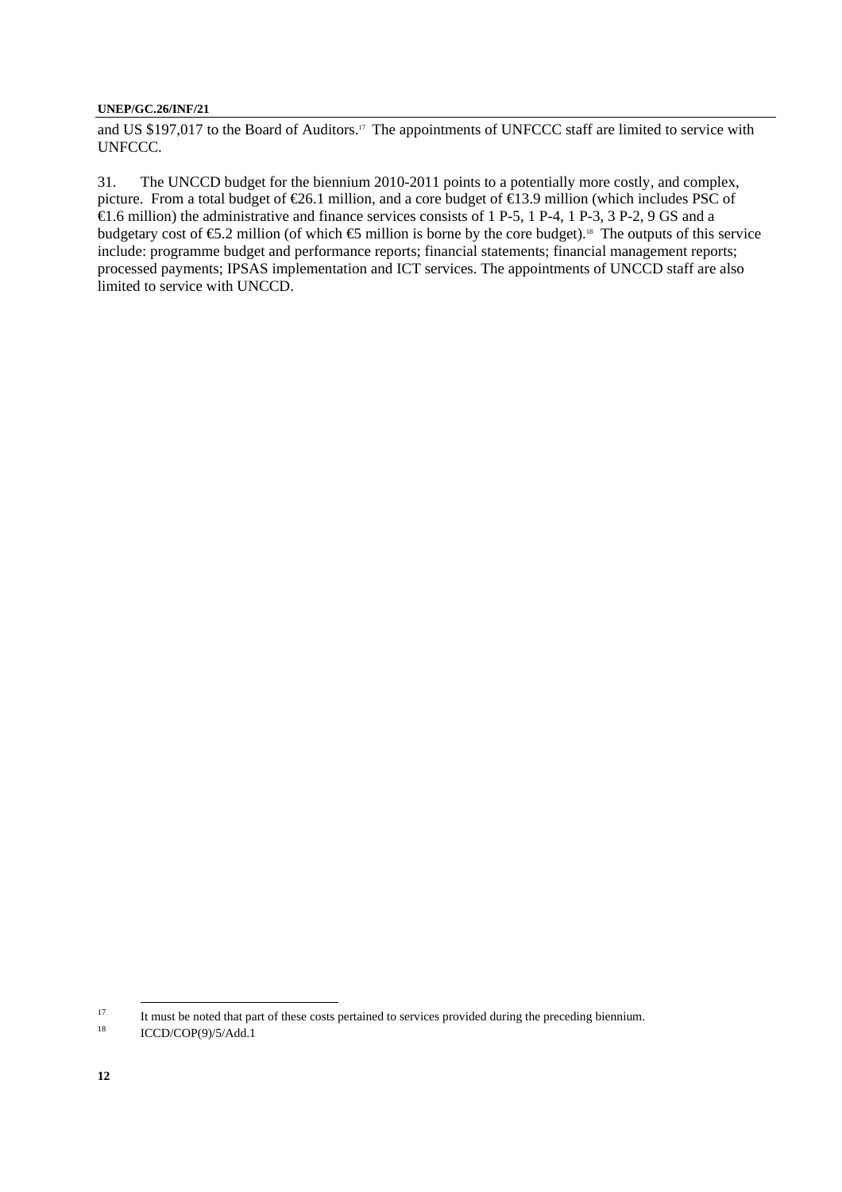and US $197,017 to the Board of Auditors.[17] The appointments of UNFCCC staff are limited to service with UNFCCC.

31. The UNCCD budget for the biennium 2010-2011 points to a potentially more costly, and complex, picture. From a total budget of €26.1 million, and a core budget of €13.9 million (which includes PSC of €1.6 million) the administrative and finance services consists of 1 P-5, 1 P-4, 1 P-3, 3 P-2, 9 GS and a budgetary cost of €5.2 million (of which €5 million is borne by the core budget).[18] The outputs of this service include: programme budget and performance reports; financial statements; financial management reports; processed payments; IPSAS implementation and ICT services. The appointments of UNCCD staff are also limited to service with UNCCD.

---

[17] It must be noted that part of these costs pertained to services provided during the preceding biennium.

[18] ICCD/COP(9)/5/Add.1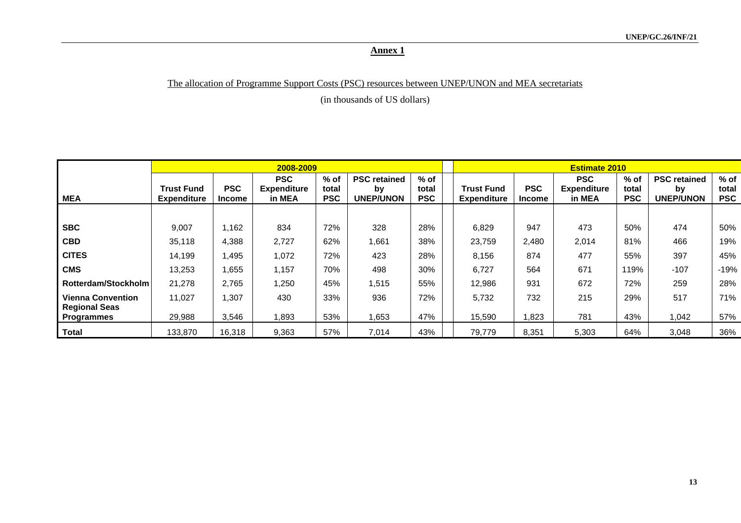## Annex 1

The allocation of Programme Support Costs (PSC) resources between UNEP/UNON and MEA secretariats

(in thousands of US dollars)

| MEA | 2008-2009 | | | | | | Estimate 2010 | | | | | |
|---|---|---|---|---|---|---|---|---|---|---|---|---|
| | Trust Fund Expenditure | PSC Income | PSC Expenditure in MEA | % of total PSC | PSC retained by UNEP/UNON | % of total PSC | Trust Fund Expenditure | PSC Income | PSC Expenditure in MEA | % of total PSC | PSC retained by UNEP/UNON | % of total PSC |
| **SBC** | 9,007 | 1,162 | 834 | 72% | 328 | 28% | 6,829 | 947 | 473 | 50% | 474 | 50% |
| **CBD** | 35,118 | 4,388 | 2,727 | 62% | 1,661 | 38% | 23,759 | 2,480 | 2,014 | 81% | 466 | 19% |
| **CITES** | 14,199 | 1,495 | 1,072 | 72% | 423 | 28% | 8,156 | 874 | 477 | 55% | 397 | 45% |
| **CMS** | 13,253 | 1,655 | 1,157 | 70% | 498 | 30% | 6,727 | 564 | 671 | 119% | -107 | -19% |
| **Rotterdam/Stockholm** | 21,278 | 2,765 | 1,250 | 45% | 1,515 | 55% | 12,986 | 931 | 672 | 72% | 259 | 28% |
| **Vienna Convention** | 11,027 | 1,307 | 430 | 33% | 936 | 72% | 5,732 | 732 | 215 | 29% | 517 | 71% |
| **Regional Seas Programmes** | 29,988 | 3,546 | 1,893 | 53% | 1,653 | 47% | 15,590 | 1,823 | 781 | 43% | 1,042 | 57% |
| **Total** | 133,870 | 16,318 | 9,363 | 57% | 7,014 | 43% | 79,779 | 8,351 | 5,303 | 64% | 3,048 | 36% |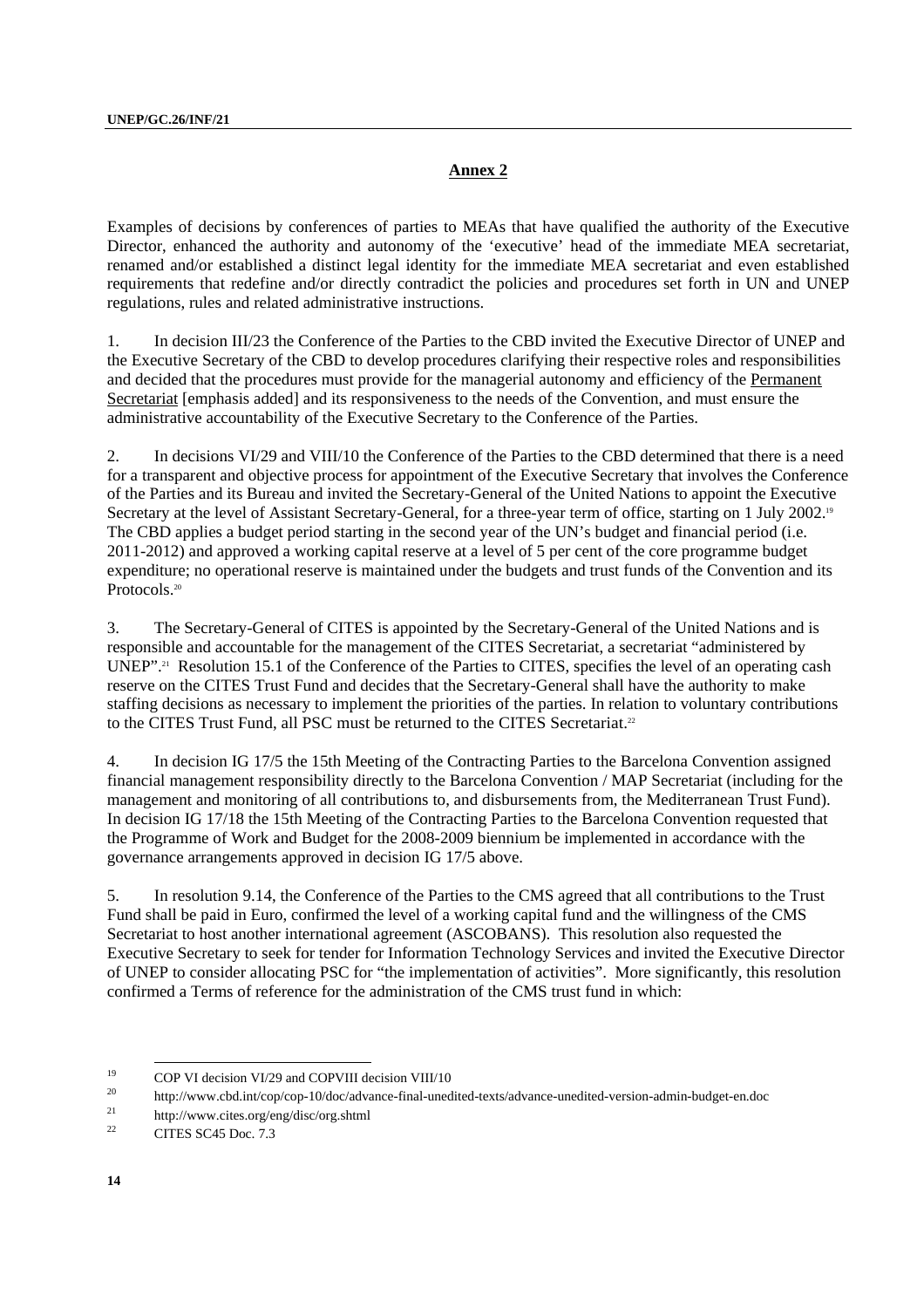## Annex 2

Examples of decisions by conferences of parties to MEAs that have qualified the authority of the Executive Director, enhanced the authority and autonomy of the 'executive' head of the immediate MEA secretariat, renamed and/or established a distinct legal identity for the immediate MEA secretariat and even established requirements that redefine and/or directly contradict the policies and procedures set forth in UN and UNEP regulations, rules and related administrative instructions.

1. In decision III/23 the Conference of the Parties to the CBD invited the Executive Director of UNEP and the Executive Secretary of the CBD to develop procedures clarifying their respective roles and responsibilities and decided that the procedures must provide for the managerial autonomy and efficiency of the Permanent Secretariat [emphasis added] and its responsiveness to the needs of the Convention, and must ensure the administrative accountability of the Executive Secretary to the Conference of the Parties.

2. In decisions VI/29 and VIII/10 the Conference of the Parties to the CBD determined that there is a need for a transparent and objective process for appointment of the Executive Secretary that involves the Conference of the Parties and its Bureau and invited the Secretary-General of the United Nations to appoint the Executive Secretary at the level of Assistant Secretary-General, for a three-year term of office, starting on 1 July 2002.[19] The CBD applies a budget period starting in the second year of the UN's budget and financial period (i.e. 2011-2012) and approved a working capital reserve at a level of 5 per cent of the core programme budget expenditure; no operational reserve is maintained under the budgets and trust funds of the Convention and its Protocols.[20]

3. The Secretary-General of CITES is appointed by the Secretary-General of the United Nations and is responsible and accountable for the management of the CITES Secretariat, a secretariat "administered by UNEP".[21] Resolution 15.1 of the Conference of the Parties to CITES, specifies the level of an operating cash reserve on the CITES Trust Fund and decides that the Secretary-General shall have the authority to make staffing decisions as necessary to implement the priorities of the parties. In relation to voluntary contributions to the CITES Trust Fund, all PSC must be returned to the CITES Secretariat.[22]

4. In decision IG 17/5 the 15th Meeting of the Contracting Parties to the Barcelona Convention assigned financial management responsibility directly to the Barcelona Convention / MAP Secretariat (including for the management and monitoring of all contributions to, and disbursements from, the Mediterranean Trust Fund). In decision IG 17/18 the 15th Meeting of the Contracting Parties to the Barcelona Convention requested that the Programme of Work and Budget for the 2008-2009 biennium be implemented in accordance with the governance arrangements approved in decision IG 17/5 above.

5. In resolution 9.14, the Conference of the Parties to the CMS agreed that all contributions to the Trust Fund shall be paid in Euro, confirmed the level of a working capital fund and the willingness of the CMS Secretariat to host another international agreement (ASCOBANS). This resolution also requested the Executive Secretary to seek for tender for Information Technology Services and invited the Executive Director of UNEP to consider allocating PSC for "the implementation of activities". More significantly, this resolution confirmed a Terms of reference for the administration of the CMS trust fund in which:

---

[19] COP VI decision VI/29 and COPVIII decision VIII/10

[20] http://www.cbd.int/cop/cop-10/doc/advance-final-unedited-texts/advance-unedited-version-admin-budget-en.doc

[21] http://www.cites.org/eng/disc/org.shtml

[22] CITES SC45 Doc. 7.3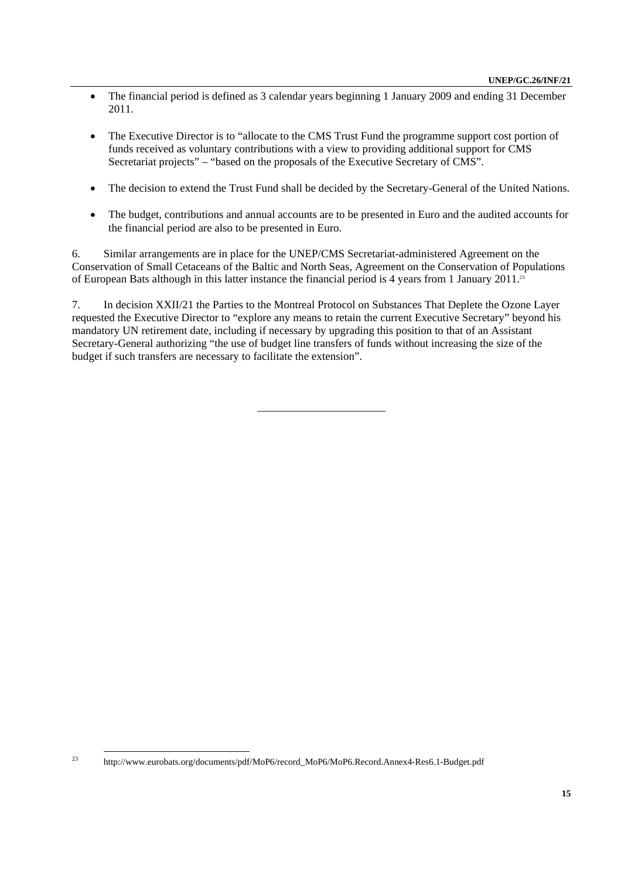- The financial period is defined as 3 calendar years beginning 1 January 2009 and ending 31 December 2011.

- The Executive Director is to "allocate to the CMS Trust Fund the programme support cost portion of funds received as voluntary contributions with a view to providing additional support for CMS Secretariat projects" – "based on the proposals of the Executive Secretary of CMS".

- The decision to extend the Trust Fund shall be decided by the Secretary-General of the United Nations.

- The budget, contributions and annual accounts are to be presented in Euro and the audited accounts for the financial period are also to be presented in Euro.

6. Similar arrangements are in place for the UNEP/CMS Secretariat-administered Agreement on the Conservation of Small Cetaceans of the Baltic and North Seas, Agreement on the Conservation of Populations of European Bats although in this latter instance the financial period is 4 years from 1 January 2011.[23]

7. In decision XXII/21 the Parties to the Montreal Protocol on Substances That Deplete the Ozone Layer requested the Executive Director to "explore any means to retain the current Executive Secretary" beyond his mandatory UN retirement date, including if necessary by upgrading this position to that of an Assistant Secretary-General authorizing "the use of budget line transfers of funds without increasing the size of the budget if such transfers are necessary to facilitate the extension".

______________________

[23] http://www.eurobats.org/documents/pdf/MoP6/record_MoP6/MoP6.Record.Annex4-Res6.1-Budget.pdf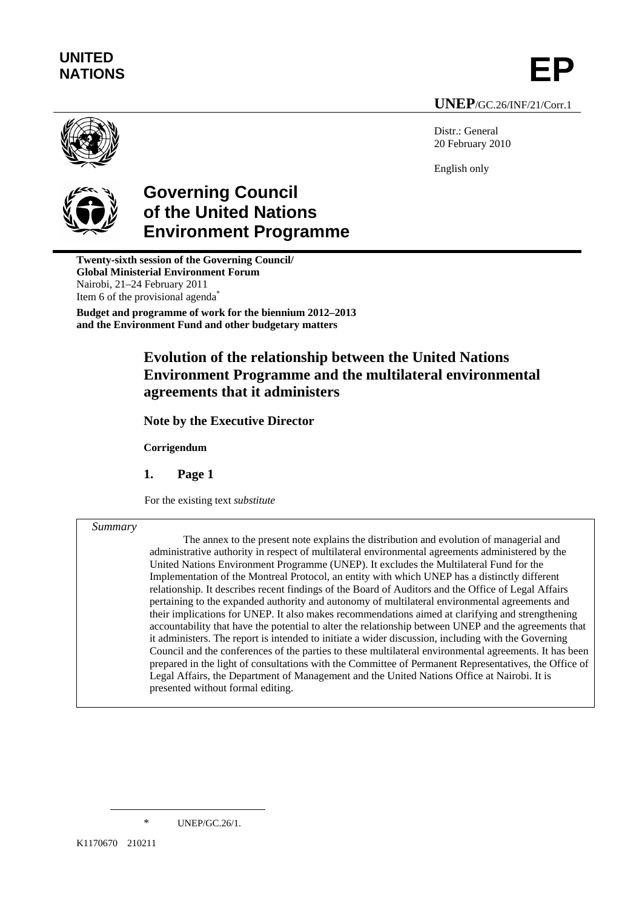**UNITED NATIONS**

**EP**

**UNEP**/GC.26/INF/21/Corr.1

Distr.: General
20 February 2010

English only

# Governing Council of the United Nations Environment Programme

**Twenty-sixth session of the Governing Council/ Global Ministerial Environment Forum**
Nairobi, 21–24 February 2011
Item 6 of the provisional agenda*

**Budget and programme of work for the biennium 2012–2013 and the Environment Fund and other budgetary matters**

## Evolution of the relationship between the United Nations Environment Programme and the multilateral environmental agreements that it administers

### Note by the Executive Director

**Corrigendum**

### 1. Page 1

For the existing text *substitute*

*Summary*

The annex to the present note explains the distribution and evolution of managerial and administrative authority in respect of multilateral environmental agreements administered by the United Nations Environment Programme (UNEP). It excludes the Multilateral Fund for the Implementation of the Montreal Protocol, an entity with which UNEP has a distinctly different relationship. It describes recent findings of the Board of Auditors and the Office of Legal Affairs pertaining to the expanded authority and autonomy of multilateral environmental agreements and their implications for UNEP. It also makes recommendations aimed at clarifying and strengthening accountability that have the potential to alter the relationship between UNEP and the agreements that it administers. The report is intended to initiate a wider discussion, including with the Governing Council and the conferences of the parties to these multilateral environmental agreements. It has been prepared in the light of consultations with the Committee of Permanent Representatives, the Office of Legal Affairs, the Department of Management and the United Nations Office at Nairobi. It is presented without formal editing.

\* UNEP/GC.26/1.

K1170670 210211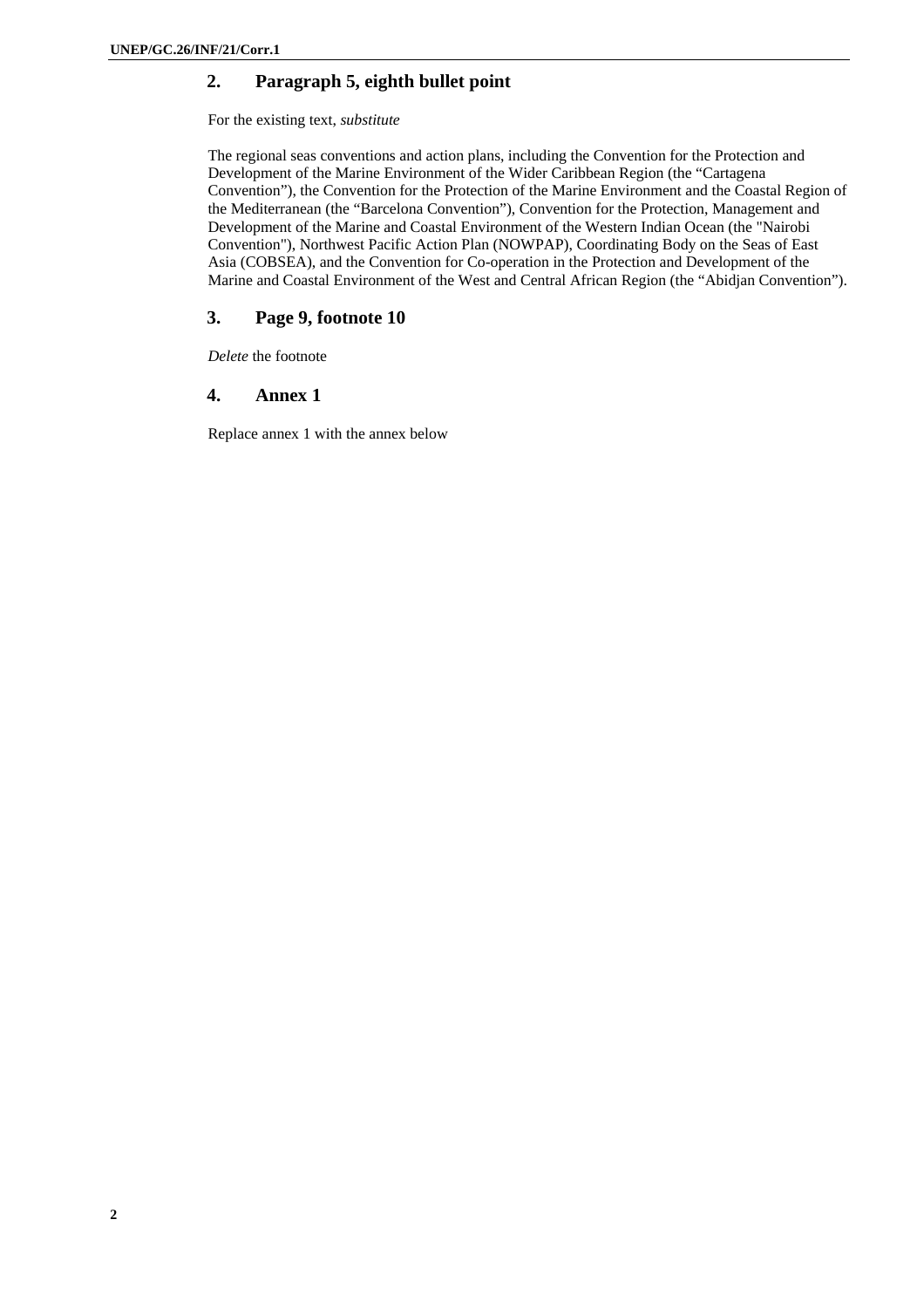## 2. Paragraph 5, eighth bullet point

For the existing text, *substitute*

The regional seas conventions and action plans, including the Convention for the Protection and Development of the Marine Environment of the Wider Caribbean Region (the "Cartagena Convention"), the Convention for the Protection of the Marine Environment and the Coastal Region of the Mediterranean (the "Barcelona Convention"), Convention for the Protection, Management and Development of the Marine and Coastal Environment of the Western Indian Ocean (the "Nairobi Convention"), Northwest Pacific Action Plan (NOWPAP), Coordinating Body on the Seas of East Asia (COBSEA), and the Convention for Co-operation in the Protection and Development of the Marine and Coastal Environment of the West and Central African Region (the "Abidjan Convention").

## 3. Page 9, footnote 10

*Delete* the footnote

## 4. Annex 1

Replace annex 1 with the annex below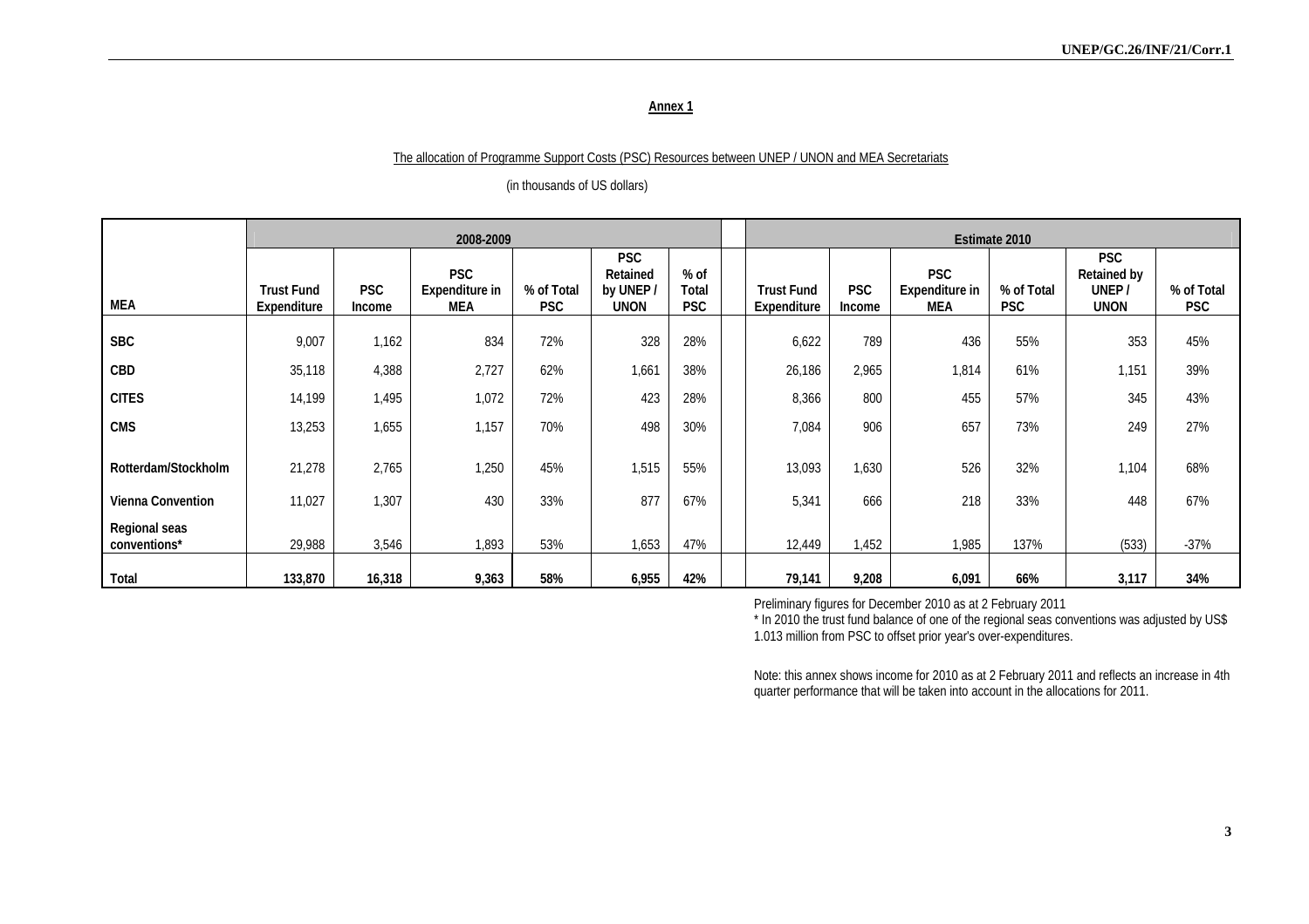## Annex 1

The allocation of Programme Support Costs (PSC) Resources between UNEP / UNON and MEA Secretariats

(in thousands of US dollars)

| MEA | 2008-2009 | | | | | | Estimate 2010 | | | | | |
|---|---|---|---|---|---|---|---|---|---|---|---|---|
| | Trust Fund Expenditure | PSC Income | PSC Expenditure in MEA | % of Total PSC | PSC Retained by UNEP / UNON | % of Total PSC | Trust Fund Expenditure | PSC Income | PSC Expenditure in MEA | % of Total PSC | PSC Retained by UNEP / UNON | % of Total PSC |
| SBC | 9,007 | 1,162 | 834 | 72% | 328 | 28% | 6,622 | 789 | 436 | 55% | 353 | 45% |
| CBD | 35,118 | 4,388 | 2,727 | 62% | 1,661 | 38% | 26,186 | 2,965 | 1,814 | 61% | 1,151 | 39% |
| CITES | 14,199 | 1,495 | 1,072 | 72% | 423 | 28% | 8,366 | 800 | 455 | 57% | 345 | 43% |
| CMS | 13,253 | 1,655 | 1,157 | 70% | 498 | 30% | 7,084 | 906 | 657 | 73% | 249 | 27% |
| Rotterdam/Stockholm | 21,278 | 2,765 | 1,250 | 45% | 1,515 | 55% | 13,093 | 1,630 | 526 | 32% | 1,104 | 68% |
| Vienna Convention | 11,027 | 1,307 | 430 | 33% | 877 | 67% | 5,341 | 666 | 218 | 33% | 448 | 67% |
| Regional seas conventions* | 29,988 | 3,546 | 1,893 | 53% | 1,653 | 47% | 12,449 | 1,452 | 1,985 | 137% | (533) | -37% |
| **Total** | **133,870** | **16,318** | **9,363** | **58%** | **6,955** | **42%** | **79,141** | **9,208** | **6,091** | **66%** | **3,117** | **34%** |

Preliminary figures for December 2010 as at 2 February 2011

* In 2010 the trust fund balance of one of the regional seas conventions was adjusted by US$ 1.013 million from PSC to offset prior year's over-expenditures.

Note: this annex shows income for 2010 as at 2 February 2011 and reflects an increase in 4th quarter performance that will be taken into account in the allocations for 2011.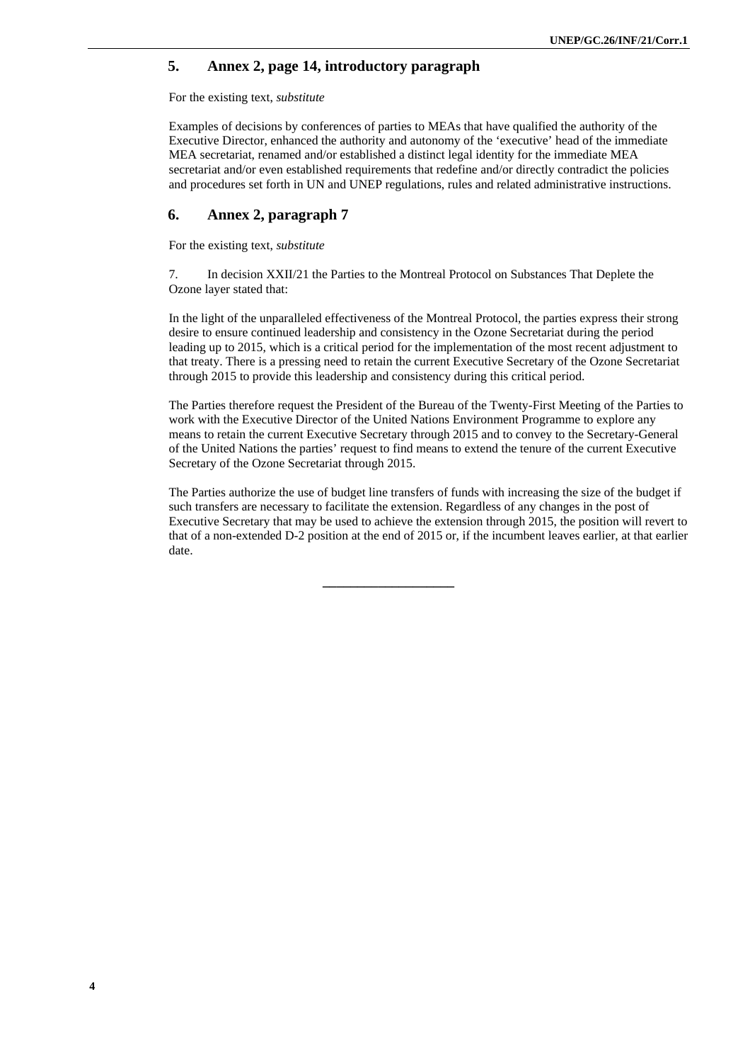## 5. Annex 2, page 14, introductory paragraph

For the existing text, *substitute*

Examples of decisions by conferences of parties to MEAs that have qualified the authority of the Executive Director, enhanced the authority and autonomy of the 'executive' head of the immediate MEA secretariat, renamed and/or established a distinct legal identity for the immediate MEA secretariat and/or even established requirements that redefine and/or directly contradict the policies and procedures set forth in UN and UNEP regulations, rules and related administrative instructions.

## 6. Annex 2, paragraph 7

For the existing text, *substitute*

7. In decision XXII/21 the Parties to the Montreal Protocol on Substances That Deplete the Ozone layer stated that:

In the light of the unparalleled effectiveness of the Montreal Protocol, the parties express their strong desire to ensure continued leadership and consistency in the Ozone Secretariat during the period leading up to 2015, which is a critical period for the implementation of the most recent adjustment to that treaty. There is a pressing need to retain the current Executive Secretary of the Ozone Secretariat through 2015 to provide this leadership and consistency during this critical period.

The Parties therefore request the President of the Bureau of the Twenty-First Meeting of the Parties to work with the Executive Director of the United Nations Environment Programme to explore any means to retain the current Executive Secretary through 2015 and to convey to the Secretary-General of the United Nations the parties' request to find means to extend the tenure of the current Executive Secretary of the Ozone Secretariat through 2015.

The Parties authorize the use of budget line transfers of funds with increasing the size of the budget if such transfers are necessary to facilitate the extension. Regardless of any changes in the post of Executive Secretary that may be used to achieve the extension through 2015, the position will revert to that of a non-extended D-2 position at the end of 2015 or, if the incumbent leaves earlier, at that earlier date.